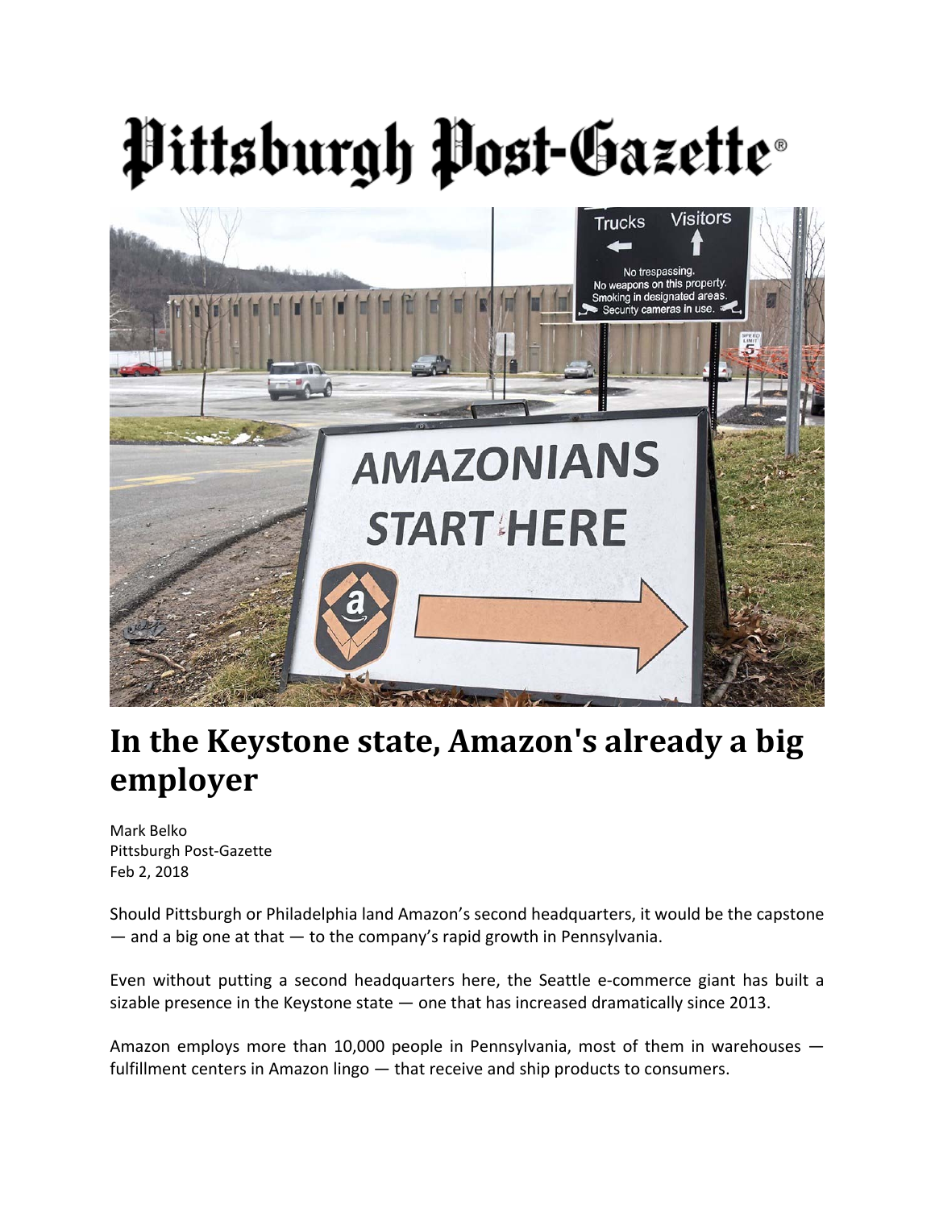# Pittsburgh Post-Gazette

## In the Keystone state, Amazon's already a big employer

Mark Belko
Pittsburgh Post-Gazette
Feb 2, 2018

Should Pittsburgh or Philadelphia land Amazon's second headquarters, it would be the capstone — and a big one at that — to the company's rapid growth in Pennsylvania.

Even without putting a second headquarters here, the Seattle e-commerce giant has built a sizable presence in the Keystone state — one that has increased dramatically since 2013.

Amazon employs more than 10,000 people in Pennsylvania, most of them in warehouses — fulfillment centers in Amazon lingo — that receive and ship products to consumers.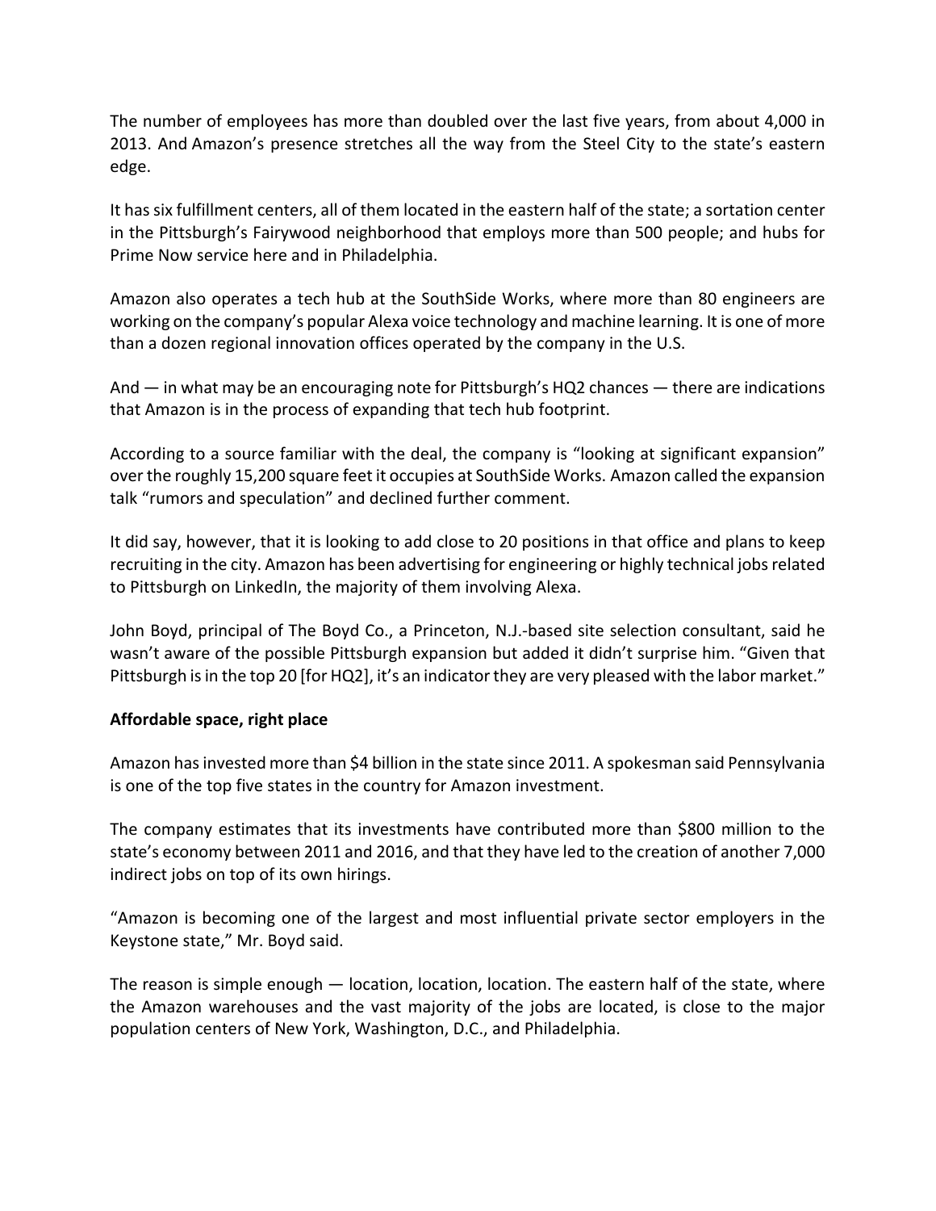The number of employees has more than doubled over the last five years, from about 4,000 in 2013. And Amazon's presence stretches all the way from the Steel City to the state's eastern edge.

It has six fulfillment centers, all of them located in the eastern half of the state; a sortation center in the Pittsburgh's Fairywood neighborhood that employs more than 500 people; and hubs for Prime Now service here and in Philadelphia.

Amazon also operates a tech hub at the SouthSide Works, where more than 80 engineers are working on the company's popular Alexa voice technology and machine learning. It is one of more than a dozen regional innovation offices operated by the company in the U.S.

And — in what may be an encouraging note for Pittsburgh's HQ2 chances — there are indications that Amazon is in the process of expanding that tech hub footprint.

According to a source familiar with the deal, the company is "looking at significant expansion" over the roughly 15,200 square feet it occupies at SouthSide Works. Amazon called the expansion talk "rumors and speculation" and declined further comment.

It did say, however, that it is looking to add close to 20 positions in that office and plans to keep recruiting in the city. Amazon has been advertising for engineering or highly technical jobs related to Pittsburgh on LinkedIn, the majority of them involving Alexa.

John Boyd, principal of The Boyd Co., a Princeton, N.J.-based site selection consultant, said he wasn't aware of the possible Pittsburgh expansion but added it didn't surprise him. "Given that Pittsburgh is in the top 20 [for HQ2], it's an indicator they are very pleased with the labor market."

**Affordable space, right place**

Amazon has invested more than $4 billion in the state since 2011. A spokesman said Pennsylvania is one of the top five states in the country for Amazon investment.

The company estimates that its investments have contributed more than $800 million to the state's economy between 2011 and 2016, and that they have led to the creation of another 7,000 indirect jobs on top of its own hirings.

"Amazon is becoming one of the largest and most influential private sector employers in the Keystone state," Mr. Boyd said.

The reason is simple enough — location, location, location. The eastern half of the state, where the Amazon warehouses and the vast majority of the jobs are located, is close to the major population centers of New York, Washington, D.C., and Philadelphia.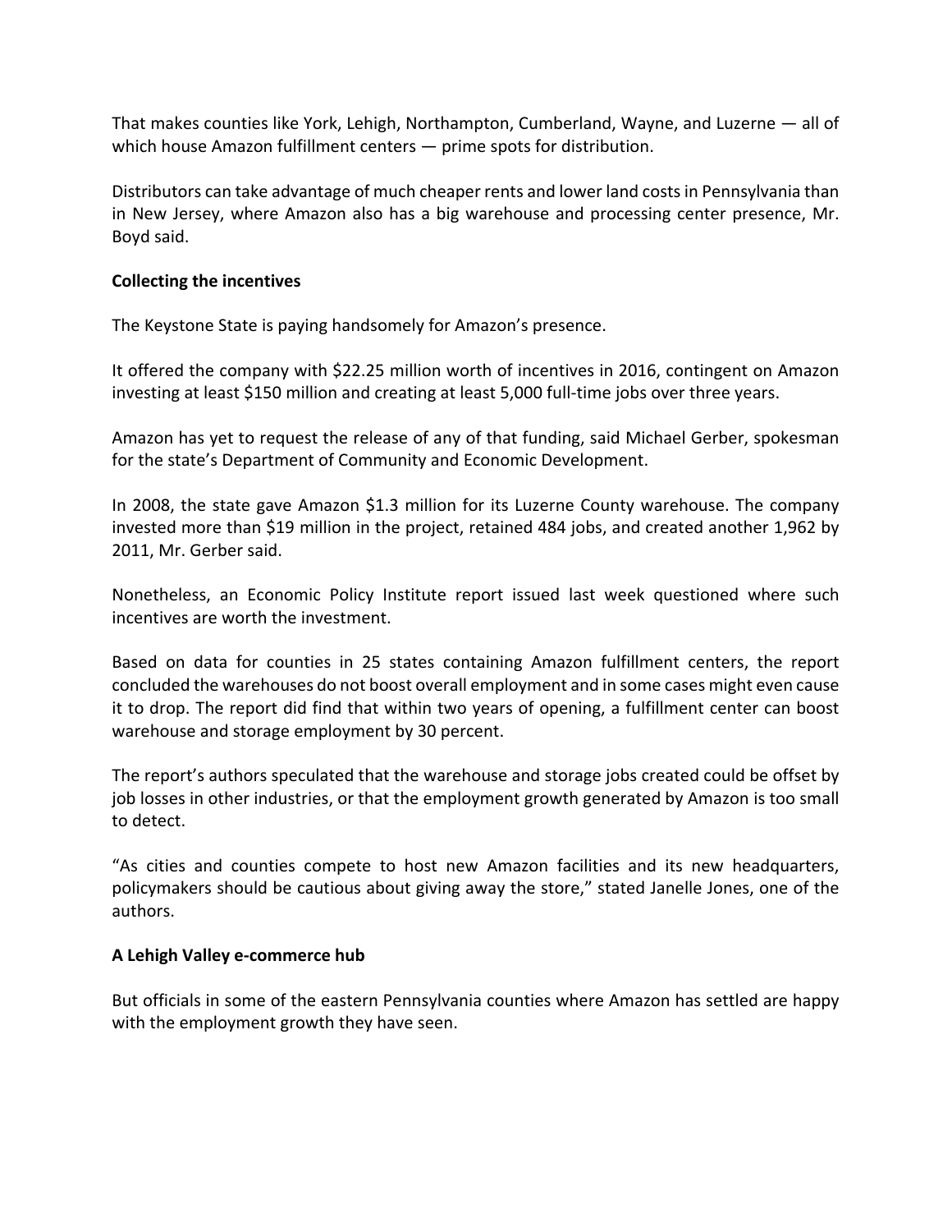That makes counties like York, Lehigh, Northampton, Cumberland, Wayne, and Luzerne — all of which house Amazon fulfillment centers — prime spots for distribution.

Distributors can take advantage of much cheaper rents and lower land costs in Pennsylvania than in New Jersey, where Amazon also has a big warehouse and processing center presence, Mr. Boyd said.

**Collecting the incentives**

The Keystone State is paying handsomely for Amazon's presence.

It offered the company with $22.25 million worth of incentives in 2016, contingent on Amazon investing at least $150 million and creating at least 5,000 full-time jobs over three years.

Amazon has yet to request the release of any of that funding, said Michael Gerber, spokesman for the state's Department of Community and Economic Development.

In 2008, the state gave Amazon $1.3 million for its Luzerne County warehouse. The company invested more than $19 million in the project, retained 484 jobs, and created another 1,962 by 2011, Mr. Gerber said.

Nonetheless, an Economic Policy Institute report issued last week questioned where such incentives are worth the investment.

Based on data for counties in 25 states containing Amazon fulfillment centers, the report concluded the warehouses do not boost overall employment and in some cases might even cause it to drop. The report did find that within two years of opening, a fulfillment center can boost warehouse and storage employment by 30 percent.

The report's authors speculated that the warehouse and storage jobs created could be offset by job losses in other industries, or that the employment growth generated by Amazon is too small to detect.

"As cities and counties compete to host new Amazon facilities and its new headquarters, policymakers should be cautious about giving away the store," stated Janelle Jones, one of the authors.

**A Lehigh Valley e-commerce hub**

But officials in some of the eastern Pennsylvania counties where Amazon has settled are happy with the employment growth they have seen.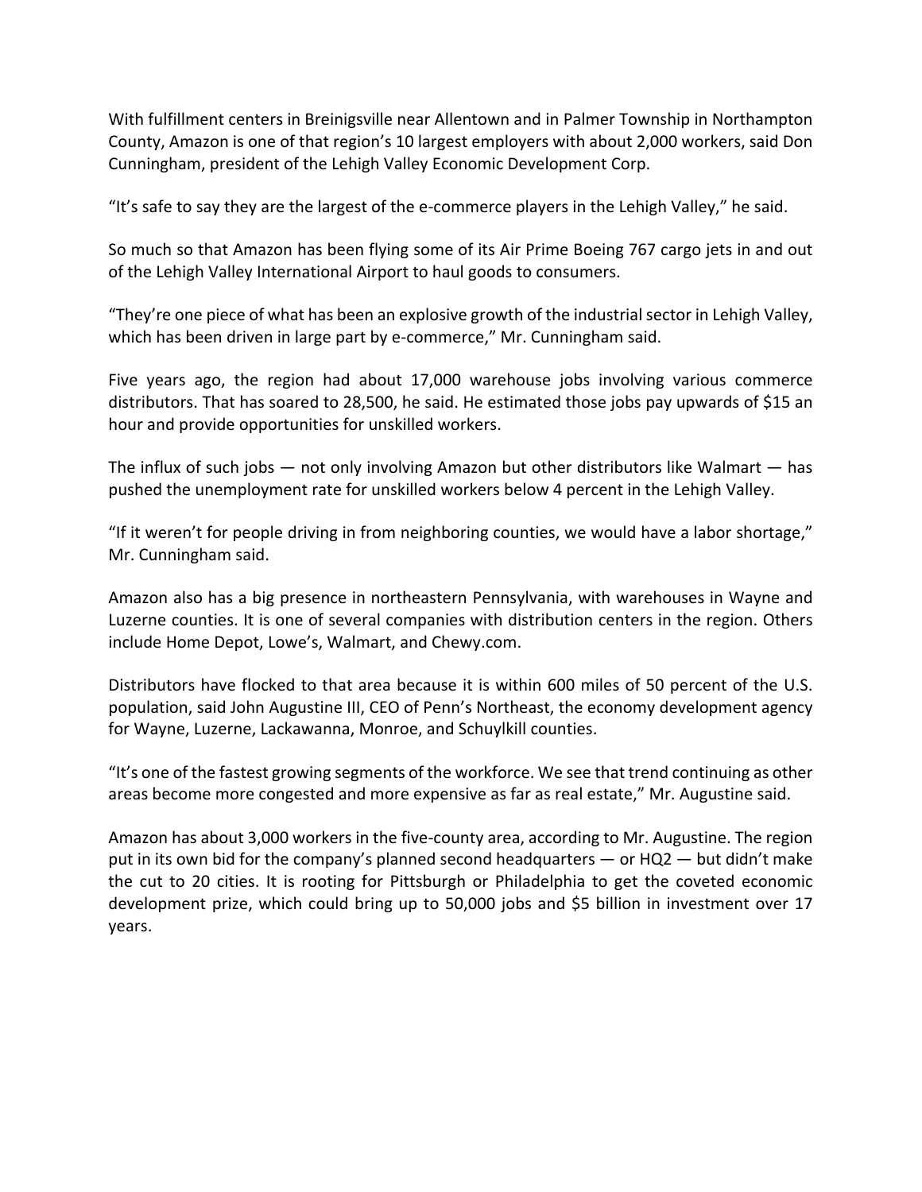With fulfillment centers in Breinigsville near Allentown and in Palmer Township in Northampton County, Amazon is one of that region's 10 largest employers with about 2,000 workers, said Don Cunningham, president of the Lehigh Valley Economic Development Corp.

"It's safe to say they are the largest of the e-commerce players in the Lehigh Valley," he said.

So much so that Amazon has been flying some of its Air Prime Boeing 767 cargo jets in and out of the Lehigh Valley International Airport to haul goods to consumers.

"They're one piece of what has been an explosive growth of the industrial sector in Lehigh Valley, which has been driven in large part by e-commerce," Mr. Cunningham said.

Five years ago, the region had about 17,000 warehouse jobs involving various commerce distributors. That has soared to 28,500, he said. He estimated those jobs pay upwards of $15 an hour and provide opportunities for unskilled workers.

The influx of such jobs — not only involving Amazon but other distributors like Walmart — has pushed the unemployment rate for unskilled workers below 4 percent in the Lehigh Valley.

"If it weren't for people driving in from neighboring counties, we would have a labor shortage," Mr. Cunningham said.

Amazon also has a big presence in northeastern Pennsylvania, with warehouses in Wayne and Luzerne counties. It is one of several companies with distribution centers in the region. Others include Home Depot, Lowe's, Walmart, and Chewy.com.

Distributors have flocked to that area because it is within 600 miles of 50 percent of the U.S. population, said John Augustine III, CEO of Penn's Northeast, the economy development agency for Wayne, Luzerne, Lackawanna, Monroe, and Schuylkill counties.

"It's one of the fastest growing segments of the workforce. We see that trend continuing as other areas become more congested and more expensive as far as real estate," Mr. Augustine said.

Amazon has about 3,000 workers in the five-county area, according to Mr. Augustine. The region put in its own bid for the company's planned second headquarters — or HQ2 — but didn't make the cut to 20 cities. It is rooting for Pittsburgh or Philadelphia to get the coveted economic development prize, which could bring up to 50,000 jobs and $5 billion in investment over 17 years.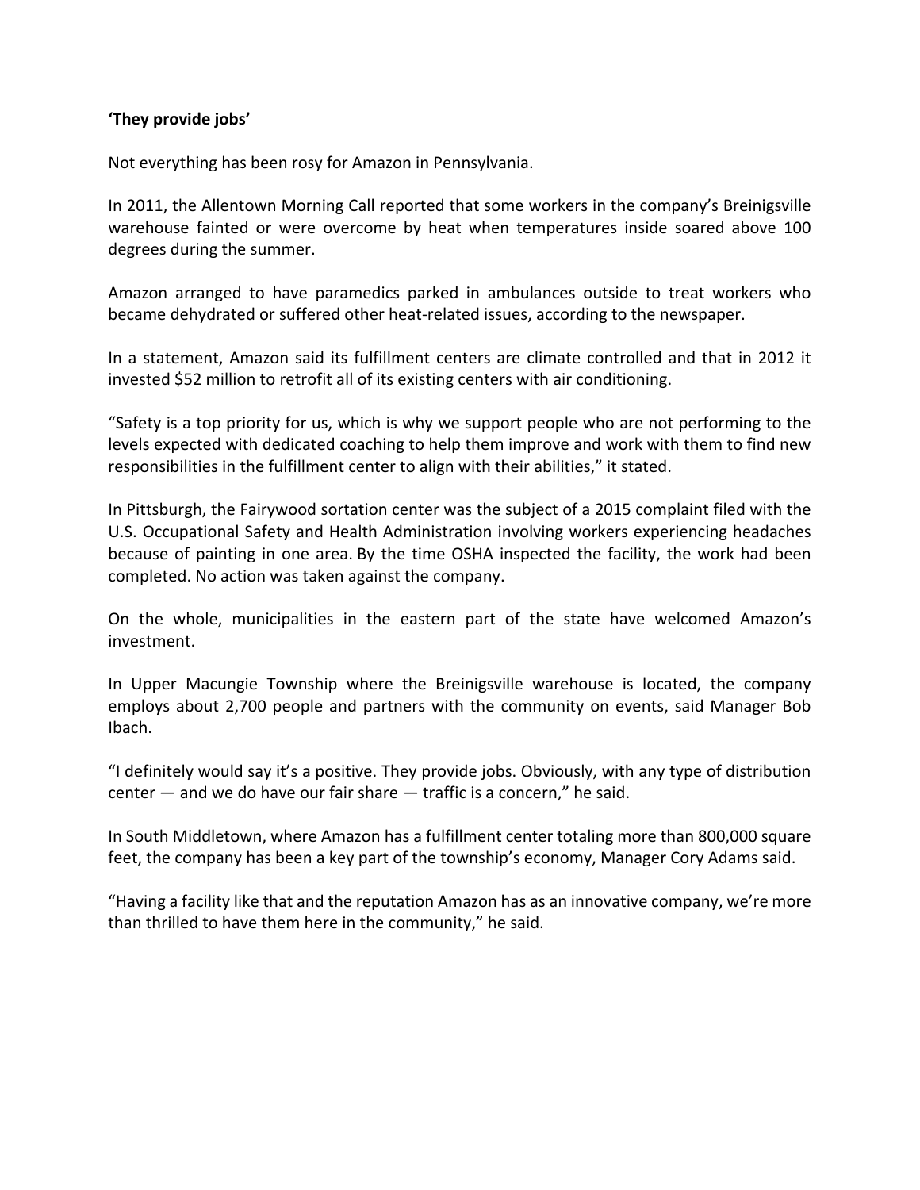**‘They provide jobs’**

Not everything has been rosy for Amazon in Pennsylvania.

In 2011, the Allentown Morning Call reported that some workers in the company’s Breinigsville warehouse fainted or were overcome by heat when temperatures inside soared above 100 degrees during the summer.

Amazon arranged to have paramedics parked in ambulances outside to treat workers who became dehydrated or suffered other heat-related issues, according to the newspaper.

In a statement, Amazon said its fulfillment centers are climate controlled and that in 2012 it invested $52 million to retrofit all of its existing centers with air conditioning.

“Safety is a top priority for us, which is why we support people who are not performing to the levels expected with dedicated coaching to help them improve and work with them to find new responsibilities in the fulfillment center to align with their abilities,” it stated.

In Pittsburgh, the Fairywood sortation center was the subject of a 2015 complaint filed with the U.S. Occupational Safety and Health Administration involving workers experiencing headaches because of painting in one area. By the time OSHA inspected the facility, the work had been completed. No action was taken against the company.

On the whole, municipalities in the eastern part of the state have welcomed Amazon’s investment.

In Upper Macungie Township where the Breinigsville warehouse is located, the company employs about 2,700 people and partners with the community on events, said Manager Bob Ibach.

“I definitely would say it’s a positive. They provide jobs. Obviously, with any type of distribution center — and we do have our fair share — traffic is a concern,” he said.

In South Middletown, where Amazon has a fulfillment center totaling more than 800,000 square feet, the company has been a key part of the township’s economy, Manager Cory Adams said.

“Having a facility like that and the reputation Amazon has as an innovative company, we’re more than thrilled to have them here in the community,” he said.